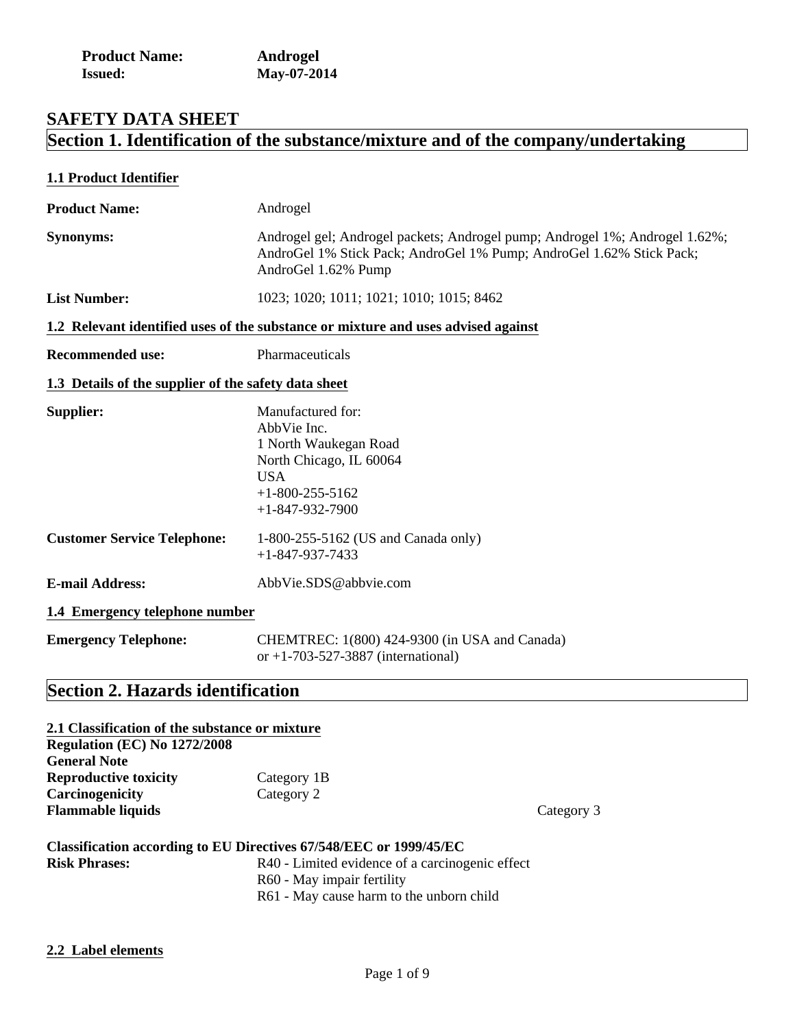**Product Name:** **Androgel**
**Issued:** **May-07-2014**

# SAFETY DATA SHEET

## Section 1. Identification of the substance/mixture and of the company/undertaking

### 1.1 Product Identifier

**Product Name:** Androgel

**Synonyms:** Androgel gel; Androgel packets; Androgel pump; Androgel 1%; Androgel 1.62%; AndroGel 1% Stick Pack; AndroGel 1% Pump; AndroGel 1.62% Stick Pack; AndroGel 1.62% Pump

**List Number:** 1023; 1020; 1011; 1021; 1010; 1015; 8462

### 1.2 Relevant identified uses of the substance or mixture and uses advised against

**Recommended use:** Pharmaceuticals

### 1.3 Details of the supplier of the safety data sheet

**Supplier:**
Manufactured for:
AbbVie Inc.
1 North Waukegan Road
North Chicago, IL 60064
USA
+1-800-255-5162
+1-847-932-7900

**Customer Service Telephone:**
1-800-255-5162 (US and Canada only)
+1-847-937-7433

**E-mail Address:** AbbVie.SDS@abbvie.com

### 1.4 Emergency telephone number

**Emergency Telephone:**
CHEMTREC: 1(800) 424-9300 (in USA and Canada)
or +1-703-527-3887 (international)

## Section 2. Hazards identification

### 2.1 Classification of the substance or mixture

**Regulation (EC) No 1272/2008**
**General Note**

| | |
|---|---|
| **Reproductive toxicity** | Category 1B |
| **Carcinogenicity** | Category 2 |
| **Flammable liquids** | Category 3 |

**Classification according to EU Directives 67/548/EEC or 1999/45/EC**

**Risk Phrases:**
R40 - Limited evidence of a carcinogenic effect
R60 - May impair fertility
R61 - May cause harm to the unborn child

### 2.2 Label elements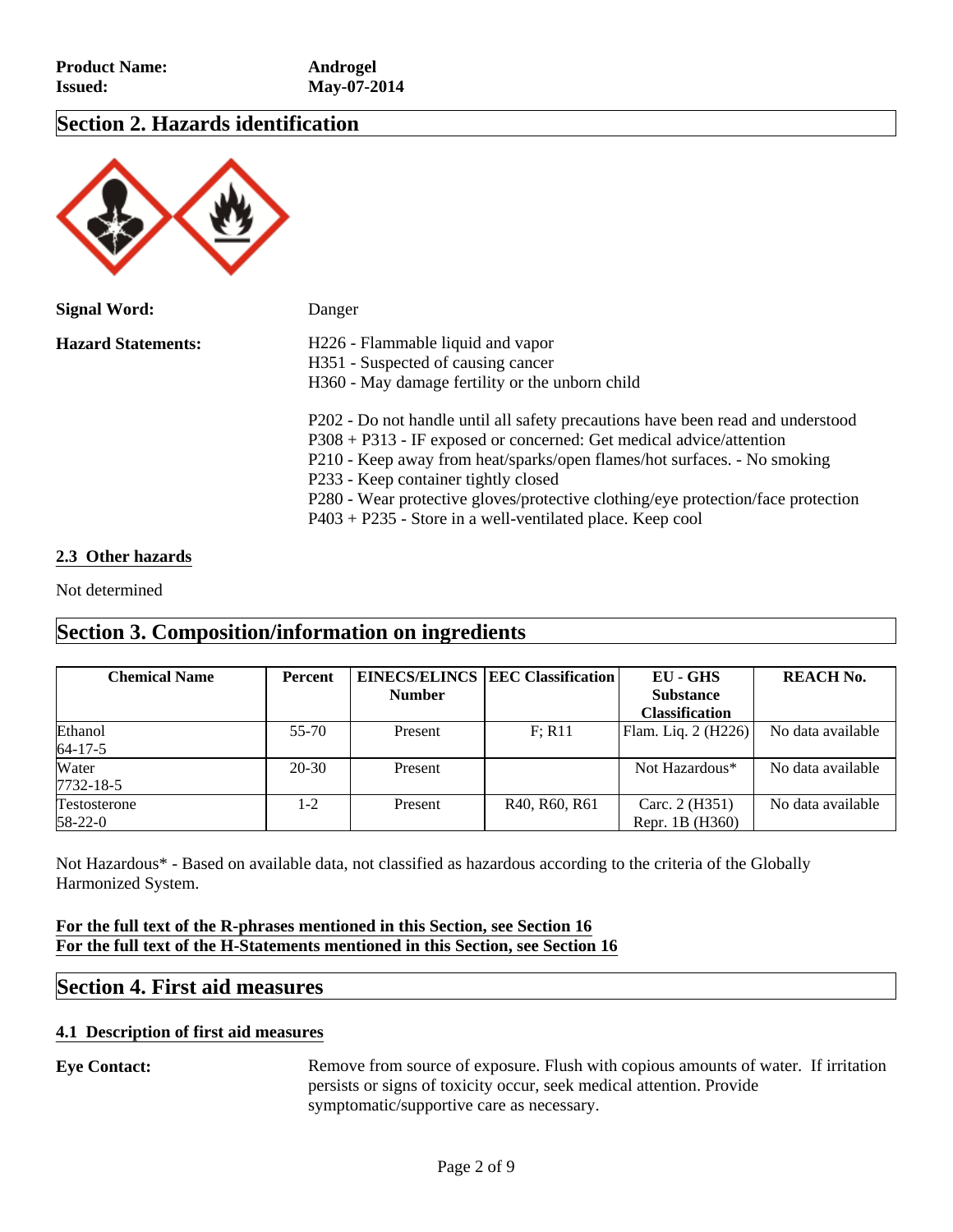**Product Name:** Androgel
**Issued:** May-07-2014

## Section 2. Hazards identification

**Signal Word:** Danger

**Hazard Statements:**

H226 - Flammable liquid and vapor
H351 - Suspected of causing cancer
H360 - May damage fertility or the unborn child

P202 - Do not handle until all safety precautions have been read and understood
P308 + P313 - IF exposed or concerned: Get medical advice/attention
P210 - Keep away from heat/sparks/open flames/hot surfaces. - No smoking
P233 - Keep container tightly closed
P280 - Wear protective gloves/protective clothing/eye protection/face protection
P403 + P235 - Store in a well-ventilated place. Keep cool

### 2.3 Other hazards

Not determined

## Section 3. Composition/information on ingredients

| Chemical Name | Percent | EINECS/ELINCS Number | EEC Classification | EU - GHS Substance Classification | REACH No. |
|---|---|---|---|---|---|
| Ethanol 64-17-5 | 55-70 | Present | F; R11 | Flam. Liq. 2 (H226) | No data available |
| Water 7732-18-5 | 20-30 | Present | | Not Hazardous* | No data available |
| Testosterone 58-22-0 | 1-2 | Present | R40, R60, R61 | Carc. 2 (H351) Repr. 1B (H360) | No data available |

Not Hazardous* - Based on available data, not classified as hazardous according to the criteria of the Globally Harmonized System.

**For the full text of the R-phrases mentioned in this Section, see Section 16**
**For the full text of the H-Statements mentioned in this Section, see Section 16**

## Section 4. First aid measures

### 4.1 Description of first aid measures

**Eye Contact:** Remove from source of exposure. Flush with copious amounts of water. If irritation persists or signs of toxicity occur, seek medical attention. Provide symptomatic/supportive care as necessary.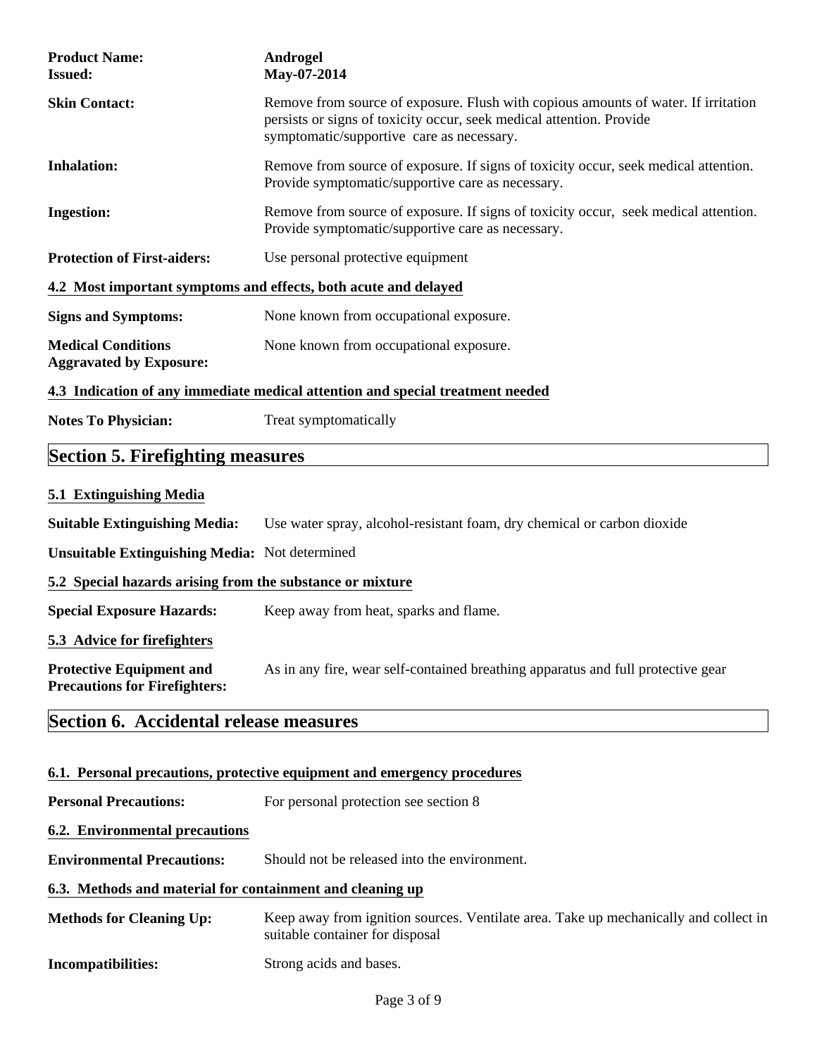**Product Name:** Androgel
**Issued:** May-07-2014

**Skin Contact:** Remove from source of exposure. Flush with copious amounts of water. If irritation persists or signs of toxicity occur, seek medical attention. Provide symptomatic/supportive care as necessary.

**Inhalation:** Remove from source of exposure. If signs of toxicity occur, seek medical attention. Provide symptomatic/supportive care as necessary.

**Ingestion:** Remove from source of exposure. If signs of toxicity occur, seek medical attention. Provide symptomatic/supportive care as necessary.

**Protection of First-aiders:** Use personal protective equipment

### 4.2 Most important symptoms and effects, both acute and delayed

**Signs and Symptoms:** None known from occupational exposure.

**Medical Conditions Aggravated by Exposure:** None known from occupational exposure.

### 4.3 Indication of any immediate medical attention and special treatment needed

**Notes To Physician:** Treat symptomatically

## Section 5. Firefighting measures

### 5.1 Extinguishing Media

**Suitable Extinguishing Media:** Use water spray, alcohol-resistant foam, dry chemical or carbon dioxide

**Unsuitable Extinguishing Media:** Not determined

### 5.2 Special hazards arising from the substance or mixture

**Special Exposure Hazards:** Keep away from heat, sparks and flame.

### 5.3 Advice for firefighters

**Protective Equipment and Precautions for Firefighters:** As in any fire, wear self-contained breathing apparatus and full protective gear

## Section 6. Accidental release measures

### 6.1. Personal precautions, protective equipment and emergency procedures

**Personal Precautions:** For personal protection see section 8

### 6.2. Environmental precautions

**Environmental Precautions:** Should not be released into the environment.

### 6.3. Methods and material for containment and cleaning up

**Methods for Cleaning Up:** Keep away from ignition sources. Ventilate area. Take up mechanically and collect in suitable container for disposal

**Incompatibilities:** Strong acids and bases.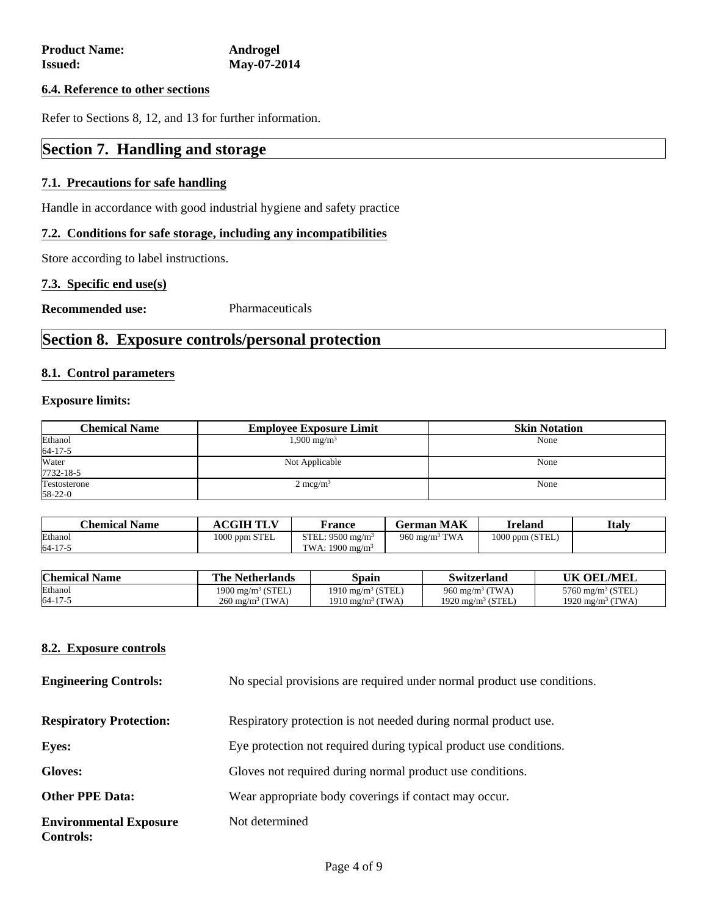**Product Name:** Androgel
**Issued:** May-07-2014

### 6.4. Reference to other sections

Refer to Sections 8, 12, and 13 for further information.

## Section 7. Handling and storage

### 7.1. Precautions for safe handling

Handle in accordance with good industrial hygiene and safety practice

### 7.2. Conditions for safe storage, including any incompatibilities

Store according to label instructions.

### 7.3. Specific end use(s)

**Recommended use:** Pharmaceuticals

## Section 8. Exposure controls/personal protection

### 8.1. Control parameters

**Exposure limits:**

| Chemical Name | Employee Exposure Limit | Skin Notation |
|---|---|---|
| Ethanol<br>64-17-5 | 1,900 mg/m$^3$ | None |
| Water<br>7732-18-5 | Not Applicable | None |
| Testosterone<br>58-22-0 | 2 mcg/m$^3$ | None |

| Chemical Name | ACGIH TLV | France | German MAK | Ireland | Italy |
|---|---|---|---|---|---|
| Ethanol<br>64-17-5 | 1000 ppm STEL | STEL: 9500 mg/m$^3$<br>TWA: 1900 mg/m$^3$ | 960 mg/m$^3$ TWA | 1000 ppm (STEL) | |

| Chemical Name | The Netherlands | Spain | Switzerland | UK OEL/MEL |
|---|---|---|---|---|
| Ethanol<br>64-17-5 | 1900 mg/m$^3$ (STEL)<br>260 mg/m$^3$ (TWA) | 1910 mg/m$^3$ (STEL)<br>1910 mg/m$^3$ (TWA) | 960 mg/m$^3$ (TWA)<br>1920 mg/m$^3$ (STEL) | 5760 mg/m$^3$ (STEL)<br>1920 mg/m$^3$ (TWA) |

### 8.2. Exposure controls

**Engineering Controls:** No special provisions are required under normal product use conditions.

**Respiratory Protection:** Respiratory protection is not needed during normal product use.

**Eyes:** Eye protection not required during typical product use conditions.

**Gloves:** Gloves not required during normal product use conditions.

**Other PPE Data:** Wear appropriate body coverings if contact may occur.

**Environmental Exposure Controls:** Not determined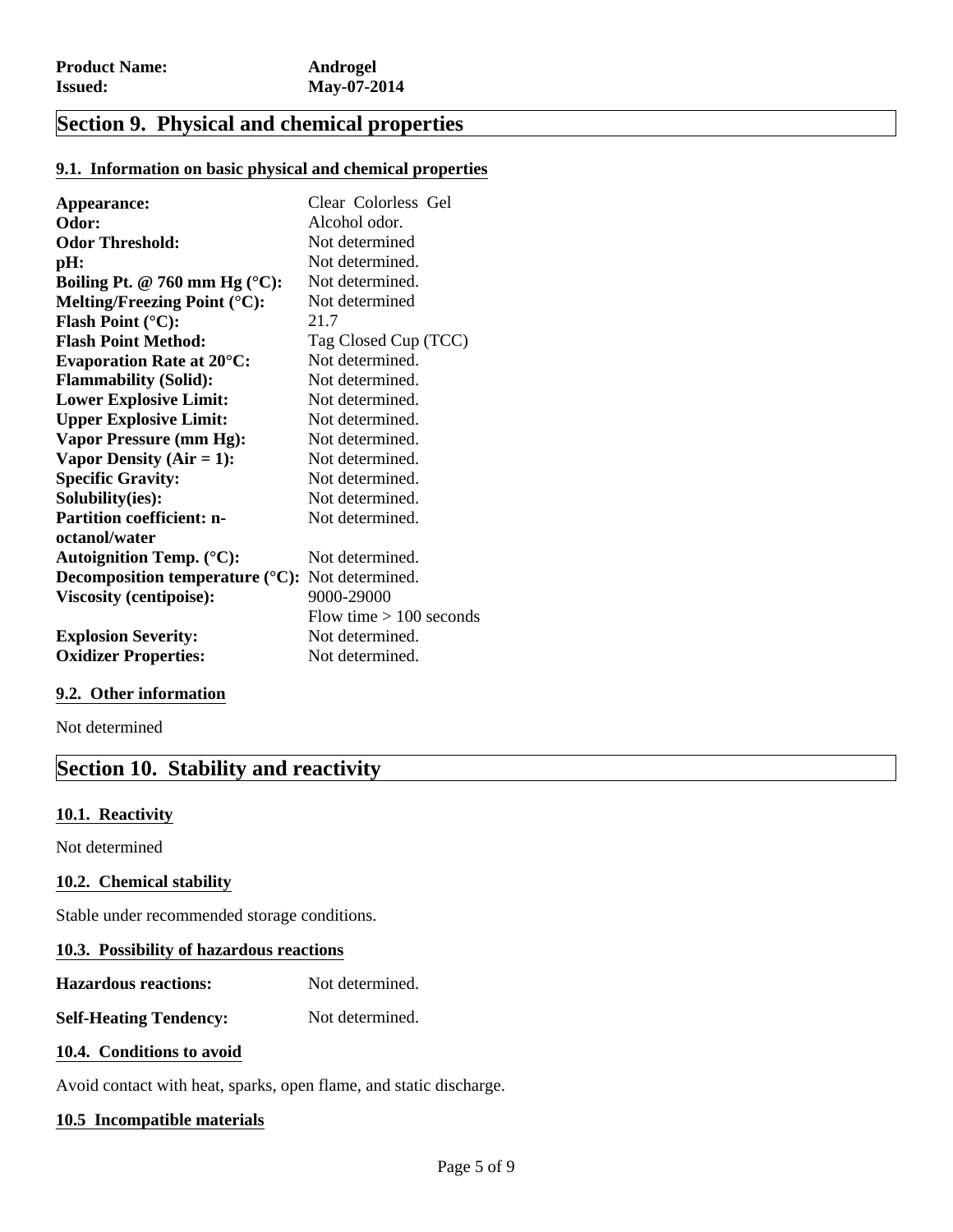**Product Name:** Androgel
**Issued:** May-07-2014

## Section 9. Physical and chemical properties

### 9.1. Information on basic physical and chemical properties

| | |
|---|---|
| **Appearance:** | Clear Colorless Gel |
| **Odor:** | Alcohol odor. |
| **Odor Threshold:** | Not determined |
| **pH:** | Not determined. |
| **Boiling Pt. @ 760 mm Hg (°C):** | Not determined. |
| **Melting/Freezing Point (°C):** | Not determined |
| **Flash Point (°C):** | 21.7 |
| **Flash Point Method:** | Tag Closed Cup (TCC) |
| **Evaporation Rate at 20°C:** | Not determined. |
| **Flammability (Solid):** | Not determined. |
| **Lower Explosive Limit:** | Not determined. |
| **Upper Explosive Limit:** | Not determined. |
| **Vapor Pressure (mm Hg):** | Not determined. |
| **Vapor Density (Air = 1):** | Not determined. |
| **Specific Gravity:** | Not determined. |
| **Solubility(ies):** | Not determined. |
| **Partition coefficient: n-octanol/water** | Not determined. |
| **Autoignition Temp. (°C):** | Not determined. |
| **Decomposition temperature (°C):** | Not determined. |
| **Viscosity (centipoise):** | 9000-29000<br>Flow time > 100 seconds |
| **Explosion Severity:** | Not determined. |
| **Oxidizer Properties:** | Not determined. |

### 9.2. Other information

Not determined

## Section 10. Stability and reactivity

### 10.1. Reactivity

Not determined

### 10.2. Chemical stability

Stable under recommended storage conditions.

### 10.3. Possibility of hazardous reactions

**Hazardous reactions:** Not determined.

**Self-Heating Tendency:** Not determined.

### 10.4. Conditions to avoid

Avoid contact with heat, sparks, open flame, and static discharge.

### 10.5 Incompatible materials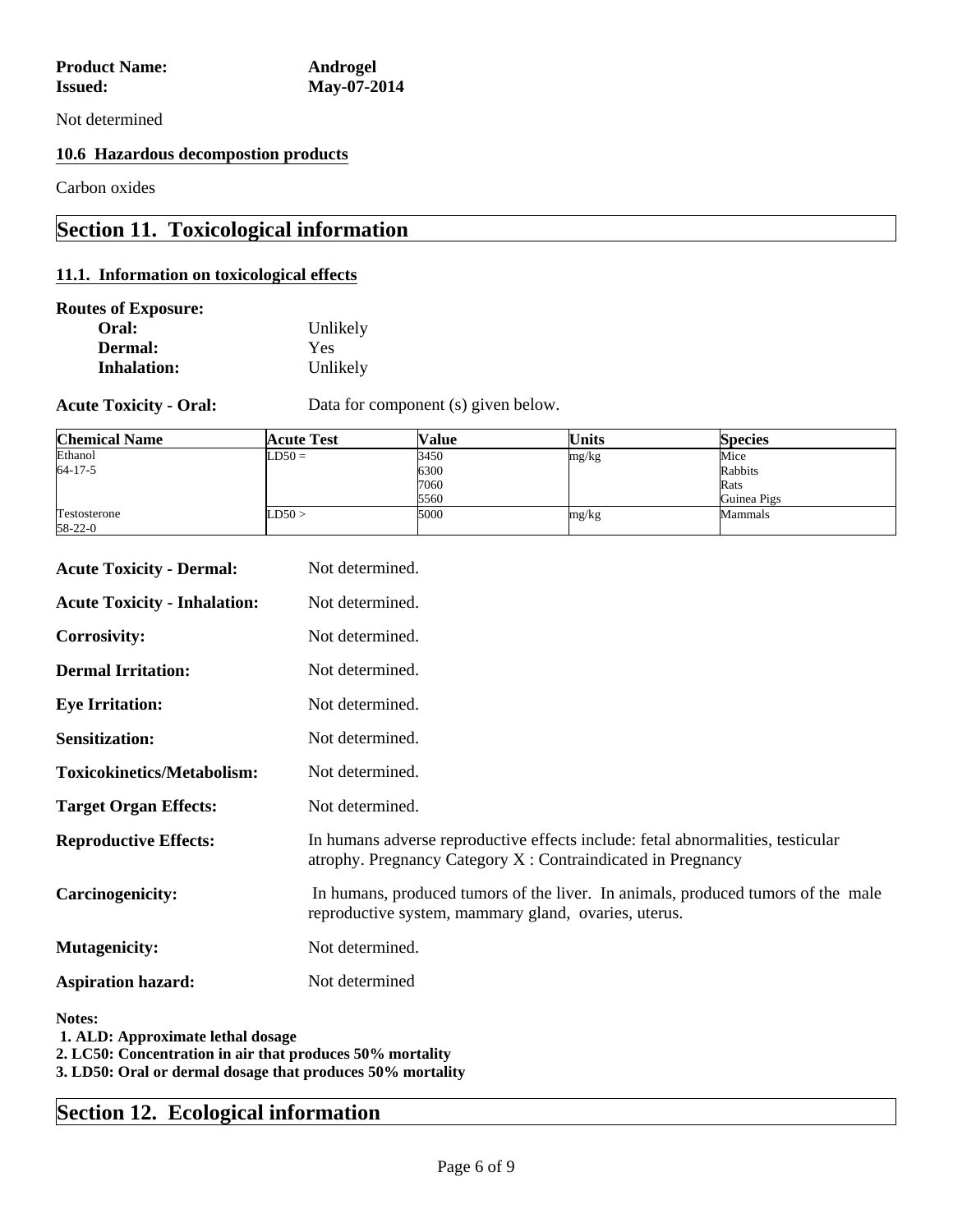**Product Name:** Androgel
**Issued:** May-07-2014

Not determined

### 10.6 Hazardous decompostion products

Carbon oxides

## Section 11. Toxicological information

### 11.1. Information on toxicological effects

**Routes of Exposure:**

- **Oral:** Unlikely
- **Dermal:** Yes
- **Inhalation:** Unlikely

**Acute Toxicity - Oral:** Data for component (s) given below.

| Chemical Name | Acute Test | Value | Units | Species |
|---|---|---|---|---|
| Ethanol<br>64-17-5 | LD50 = | 3450<br>6300<br>7060<br>5560 | mg/kg | Mice<br>Rabbits<br>Rats<br>Guinea Pigs |
| Testosterone<br>58-22-0 | LD50 > | 5000 | mg/kg | Mammals |

**Acute Toxicity - Dermal:** Not determined.

**Acute Toxicity - Inhalation:** Not determined.

**Corrosivity:** Not determined.

**Dermal Irritation:** Not determined.

**Eye Irritation:** Not determined.

**Sensitization:** Not determined.

**Toxicokinetics/Metabolism:** Not determined.

**Target Organ Effects:** Not determined.

**Reproductive Effects:** In humans adverse reproductive effects include: fetal abnormalities, testicular atrophy. Pregnancy Category X : Contraindicated in Pregnancy

**Carcinogenicity:** In humans, produced tumors of the liver. In animals, produced tumors of the male reproductive system, mammary gland, ovaries, uterus.

**Mutagenicity:** Not determined.

**Aspiration hazard:** Not determined

**Notes:**
**1. ALD: Approximate lethal dosage**
**2. LC50: Concentration in air that produces 50% mortality**
**3. LD50: Oral or dermal dosage that produces 50% mortality**

## Section 12. Ecological information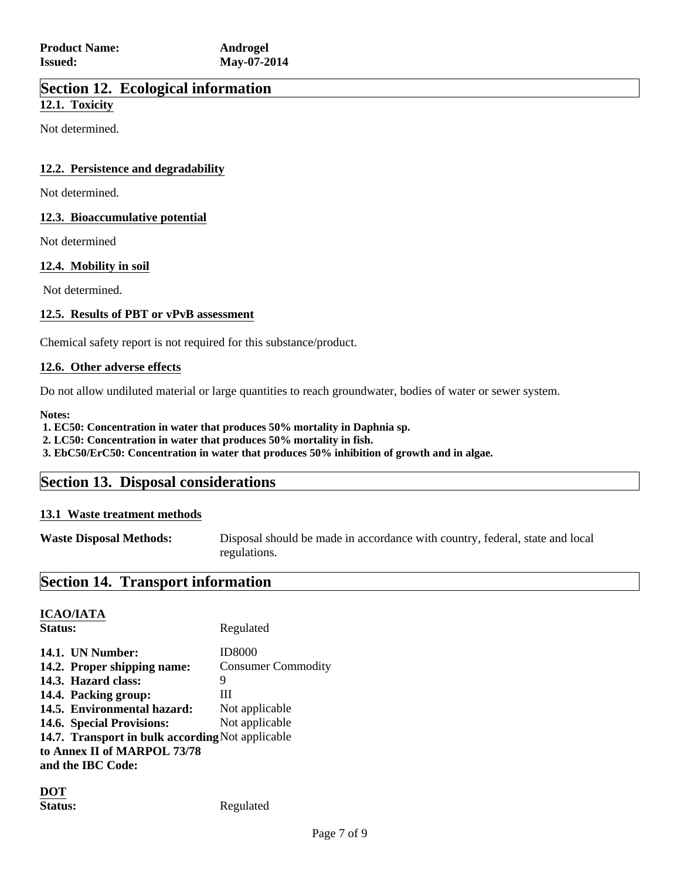**Product Name:** Androgel
**Issued:** May-07-2014

## Section 12. Ecological information

### 12.1. Toxicity

Not determined.

### 12.2. Persistence and degradability

Not determined.

### 12.3. Bioaccumulative potential

Not determined

### 12.4. Mobility in soil

Not determined.

### 12.5. Results of PBT or vPvB assessment

Chemical safety report is not required for this substance/product.

### 12.6. Other adverse effects

Do not allow undiluted material or large quantities to reach groundwater, bodies of water or sewer system.

**Notes:**

**1. EC50: Concentration in water that produces 50% mortality in Daphnia sp.**
**2. LC50: Concentration in water that produces 50% mortality in fish.**
**3. EbC50/ErC50: Concentration in water that produces 50% inhibition of growth and in algae.**

## Section 13. Disposal considerations

### 13.1 Waste treatment methods

**Waste Disposal Methods:** Disposal should be made in accordance with country, federal, state and local regulations.

## Section 14. Transport information

**ICAO/IATA**

| | |
|---|---|
| **Status:** | Regulated |
| **14.1. UN Number:** | ID8000 |
| **14.2. Proper shipping name:** | Consumer Commodity |
| **14.3. Hazard class:** | 9 |
| **14.4. Packing group:** | III |
| **14.5. Environmental hazard:** | Not applicable |
| **14.6. Special Provisions:** | Not applicable |
| **14.7. Transport in bulk according to Annex II of MARPOL 73/78 and the IBC Code:** | Not applicable |

**DOT**

| | |
|---|---|
| **Status:** | Regulated |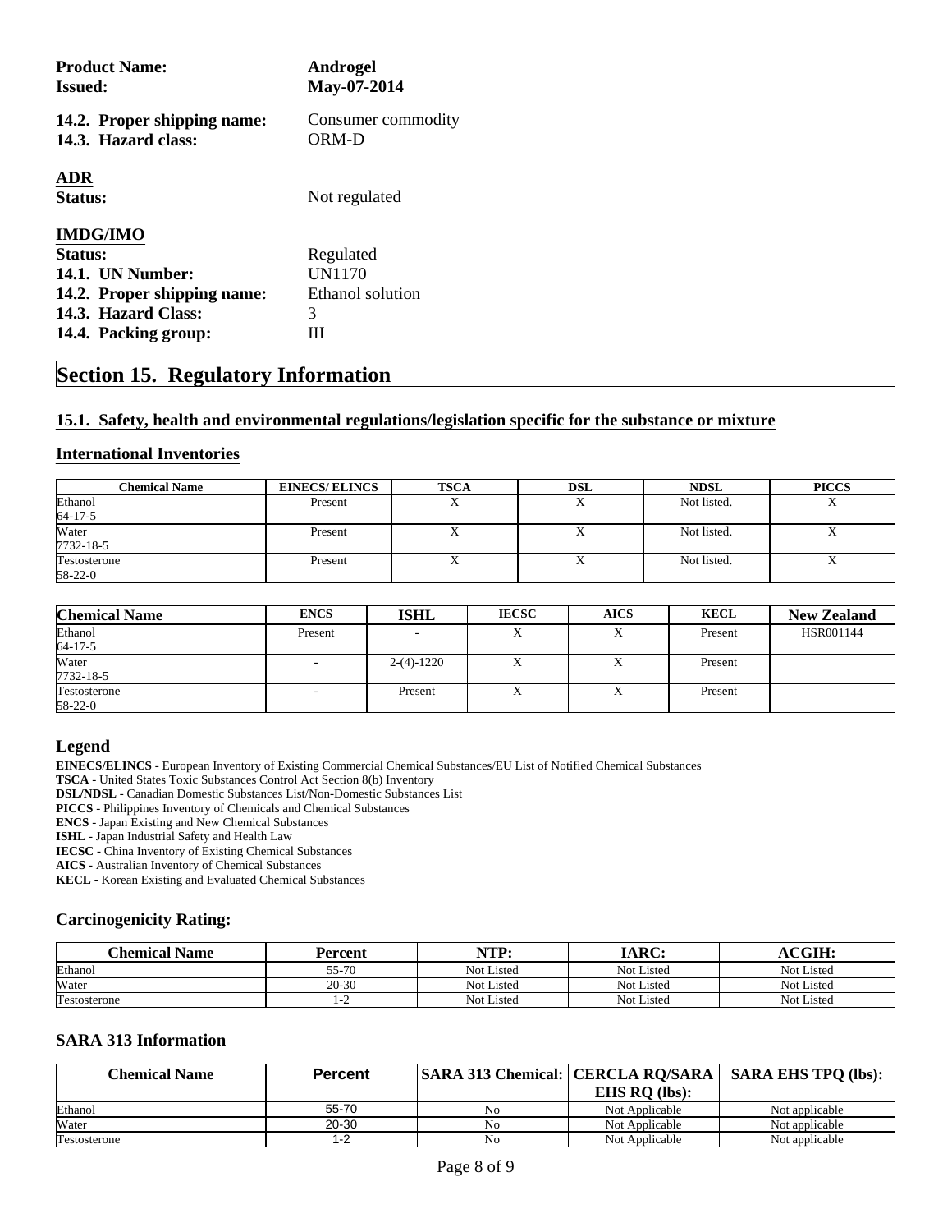**Product Name:** Androgel
**Issued:** May-07-2014

**14.2. Proper shipping name:** Consumer commodity
**14.3. Hazard class:** ORM-D

**ADR**
**Status:** Not regulated

**IMDG/IMO**
**Status:** Regulated
**14.1. UN Number:** UN1170
**14.2. Proper shipping name:** Ethanol solution
**14.3. Hazard Class:** 3
**14.4. Packing group:** III

## Section 15. Regulatory Information

### 15.1. Safety, health and environmental regulations/legislation specific for the substance or mixture

### International Inventories

| Chemical Name | EINECS/ ELINCS | TSCA | DSL | NDSL | PICCS |
|---|---|---|---|---|---|
| Ethanol 64-17-5 | Present | X | X | Not listed. | X |
| Water 7732-18-5 | Present | X | X | Not listed. | X |
| Testosterone 58-22-0 | Present | X | X | Not listed. | X |

| Chemical Name | ENCS | ISHL | IECSC | AICS | KECL | New Zealand |
|---|---|---|---|---|---|---|
| Ethanol 64-17-5 | Present | - | X | X | Present | HSR001144 |
| Water 7732-18-5 | - | 2-(4)-1220 | X | X | Present | |
| Testosterone 58-22-0 | - | Present | X | X | Present | |

### Legend

**EINECS/ELINCS** - European Inventory of Existing Commercial Chemical Substances/EU List of Notified Chemical Substances
**TSCA** - United States Toxic Substances Control Act Section 8(b) Inventory
**DSL/NDSL** - Canadian Domestic Substances List/Non-Domestic Substances List
**PICCS** - Philippines Inventory of Chemicals and Chemical Substances
**ENCS** - Japan Existing and New Chemical Substances
**ISHL** - Japan Industrial Safety and Health Law
**IECSC** - China Inventory of Existing Chemical Substances
**AICS** - Australian Inventory of Chemical Substances
**KECL** - Korean Existing and Evaluated Chemical Substances

### Carcinogenicity Rating:

| Chemical Name | Percent | NTP: | IARC: | ACGIH: |
|---|---|---|---|---|
| Ethanol | 55-70 | Not Listed | Not Listed | Not Listed |
| Water | 20-30 | Not Listed | Not Listed | Not Listed |
| Testosterone | 1-2 | Not Listed | Not Listed | Not Listed |

### SARA 313 Information

| Chemical Name | Percent | SARA 313 Chemical: | CERCLA RQ/SARA EHS RQ (lbs): | SARA EHS TPQ (lbs): |
|---|---|---|---|---|
| Ethanol | 55-70 | No | Not Applicable | Not applicable |
| Water | 20-30 | No | Not Applicable | Not applicable |
| Testosterone | 1-2 | No | Not Applicable | Not applicable |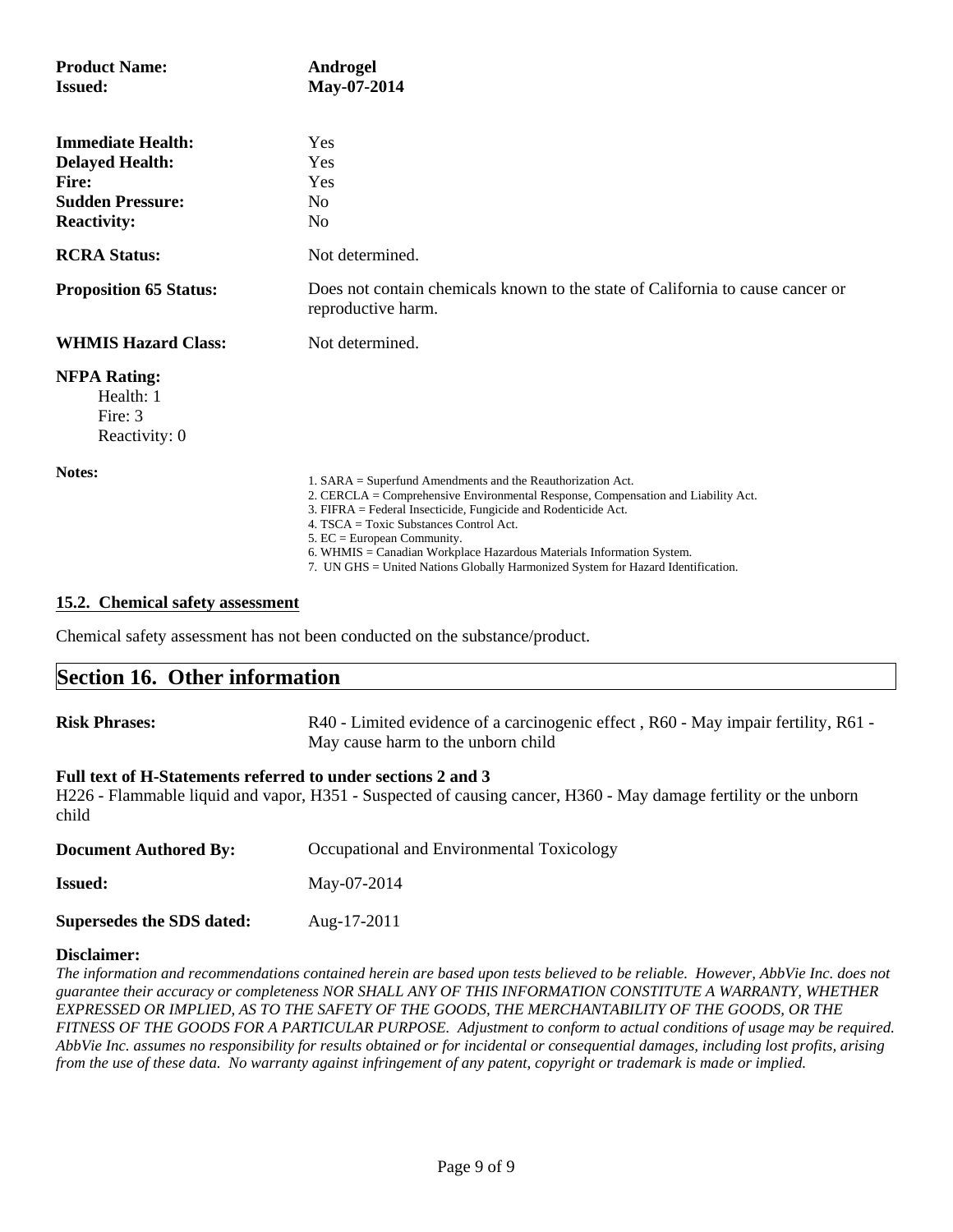**Product Name:** **Androgel**
**Issued:** **May-07-2014**

| | |
|---|---|
| **Immediate Health:** | Yes |
| **Delayed Health:** | Yes |
| **Fire:** | Yes |
| **Sudden Pressure:** | No |
| **Reactivity:** | No |
| **RCRA Status:** | Not determined. |
| **Proposition 65 Status:** | Does not contain chemicals known to the state of California to cause cancer or reproductive harm. |
| **WHMIS Hazard Class:** | Not determined. |

**NFPA Rating:**
Health: 1
Fire: 3
Reactivity: 0

**Notes:**

1. SARA = Superfund Amendments and the Reauthorization Act.
2. CERCLA = Comprehensive Environmental Response, Compensation and Liability Act.
3. FIFRA = Federal Insecticide, Fungicide and Rodenticide Act.
4. TSCA = Toxic Substances Control Act.
5. EC = European Community.
6. WHMIS = Canadian Workplace Hazardous Materials Information System.
7. UN GHS = United Nations Globally Harmonized System for Hazard Identification.

### 15.2. Chemical safety assessment

Chemical safety assessment has not been conducted on the substance/product.

## Section 16. Other information

**Risk Phrases:** R40 - Limited evidence of a carcinogenic effect , R60 - May impair fertility, R61 - May cause harm to the unborn child

**Full text of H-Statements referred to under sections 2 and 3**
H226 - Flammable liquid and vapor, H351 - Suspected of causing cancer, H360 - May damage fertility or the unborn child

| | |
|---|---|
| **Document Authored By:** | Occupational and Environmental Toxicology |
| **Issued:** | May-07-2014 |
| **Supersedes the SDS dated:** | Aug-17-2011 |

**Disclaimer:**
*The information and recommendations contained herein are based upon tests believed to be reliable. However, AbbVie Inc. does not guarantee their accuracy or completeness NOR SHALL ANY OF THIS INFORMATION CONSTITUTE A WARRANTY, WHETHER EXPRESSED OR IMPLIED, AS TO THE SAFETY OF THE GOODS, THE MERCHANTABILITY OF THE GOODS, OR THE FITNESS OF THE GOODS FOR A PARTICULAR PURPOSE. Adjustment to conform to actual conditions of usage may be required. AbbVie Inc. assumes no responsibility for results obtained or for incidental or consequential damages, including lost profits, arising from the use of these data. No warranty against infringement of any patent, copyright or trademark is made or implied.*